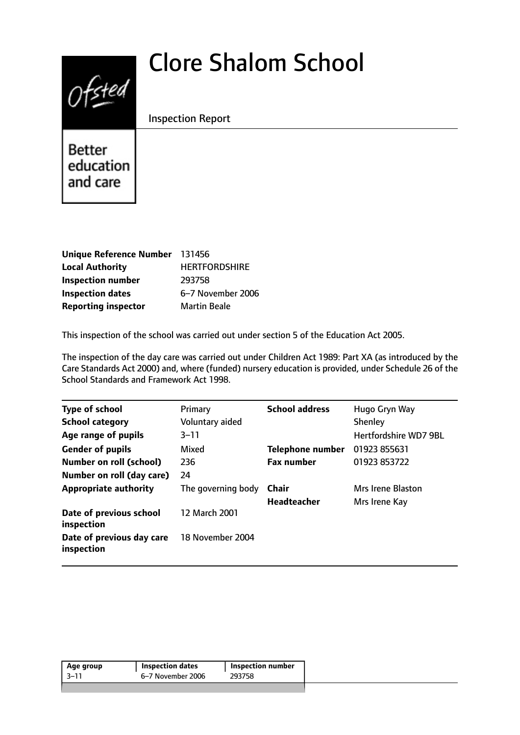# Clore Shalom School

Inspection Report

Better education and care

| | |
|---|---|
| **Unique Reference Number** | 131456 |
| **Local Authority** | HERTFORDSHIRE |
| **Inspection number** | 293758 |
| **Inspection dates** | 6–7 November 2006 |
| **Reporting inspector** | Martin Beale |

This inspection of the school was carried out under section 5 of the Education Act 2005.

The inspection of the day care was carried out under Children Act 1989: Part XA (as introduced by the Care Standards Act 2000) and, where (funded) nursery education is provided, under Schedule 26 of the School Standards and Framework Act 1998.

| | | | |
|---|---|---|---|
| **Type of school** | Primary | **School address** | Hugo Gryn Way |
| **School category** | Voluntary aided | | Shenley |
| **Age range of pupils** | 3–11 | | Hertfordshire WD7 9BL |
| **Gender of pupils** | Mixed | **Telephone number** | 01923 855631 |
| **Number on roll (school)** | 236 | **Fax number** | 01923 853722 |
| **Number on roll (day care)** | 24 | | |
| **Appropriate authority** | The governing body | **Chair** | Mrs Irene Blaston |
| | | **Headteacher** | Mrs Irene Kay |
| **Date of previous school inspection** | 12 March 2001 | | |
| **Date of previous day care inspection** | 18 November 2004 | | |

| Age group | Inspection dates | Inspection number |
|---|---|---|
| 3–11 | 6–7 November 2006 | 293758 |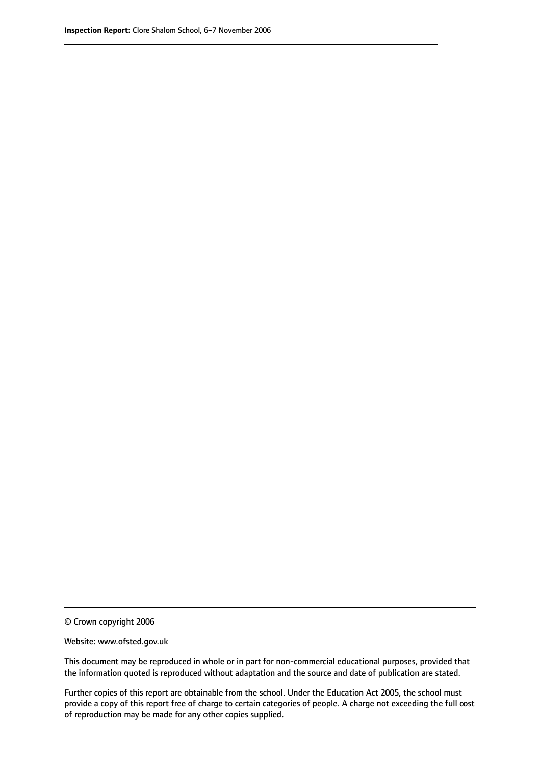© Crown copyright 2006

Website: www.ofsted.gov.uk

This document may be reproduced in whole or in part for non-commercial educational purposes, provided that the information quoted is reproduced without adaptation and the source and date of publication are stated.

Further copies of this report are obtainable from the school. Under the Education Act 2005, the school must provide a copy of this report free of charge to certain categories of people. A charge not exceeding the full cost of reproduction may be made for any other copies supplied.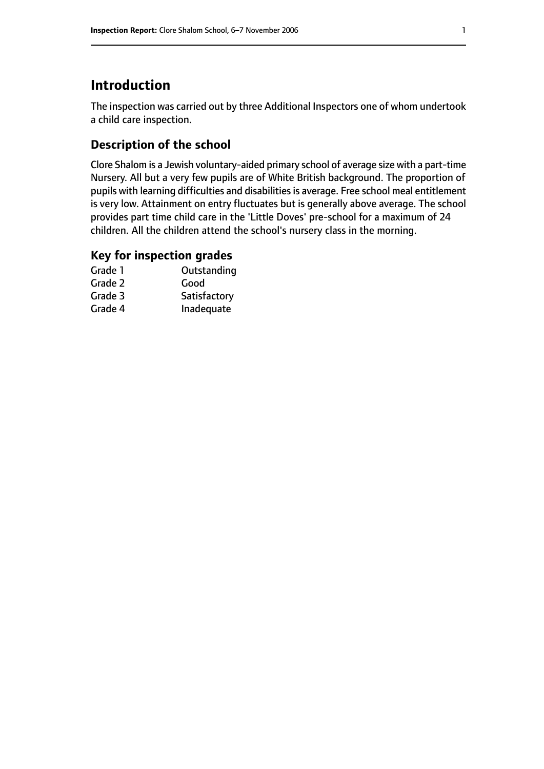# Introduction

The inspection was carried out by three Additional Inspectors one of whom undertook a child care inspection.

## Description of the school

Clore Shalom is a Jewish voluntary-aided primary school of average size with a part-time Nursery. All but a very few pupils are of White British background. The proportion of pupils with learning difficulties and disabilities is average. Free school meal entitlement is very low. Attainment on entry fluctuates but is generally above average. The school provides part time child care in the 'Little Doves' pre-school for a maximum of 24 children. All the children attend the school's nursery class in the morning.

## Key for inspection grades

| | |
|---|---|
| Grade 1 | Outstanding |
| Grade 2 | Good |
| Grade 3 | Satisfactory |
| Grade 4 | Inadequate |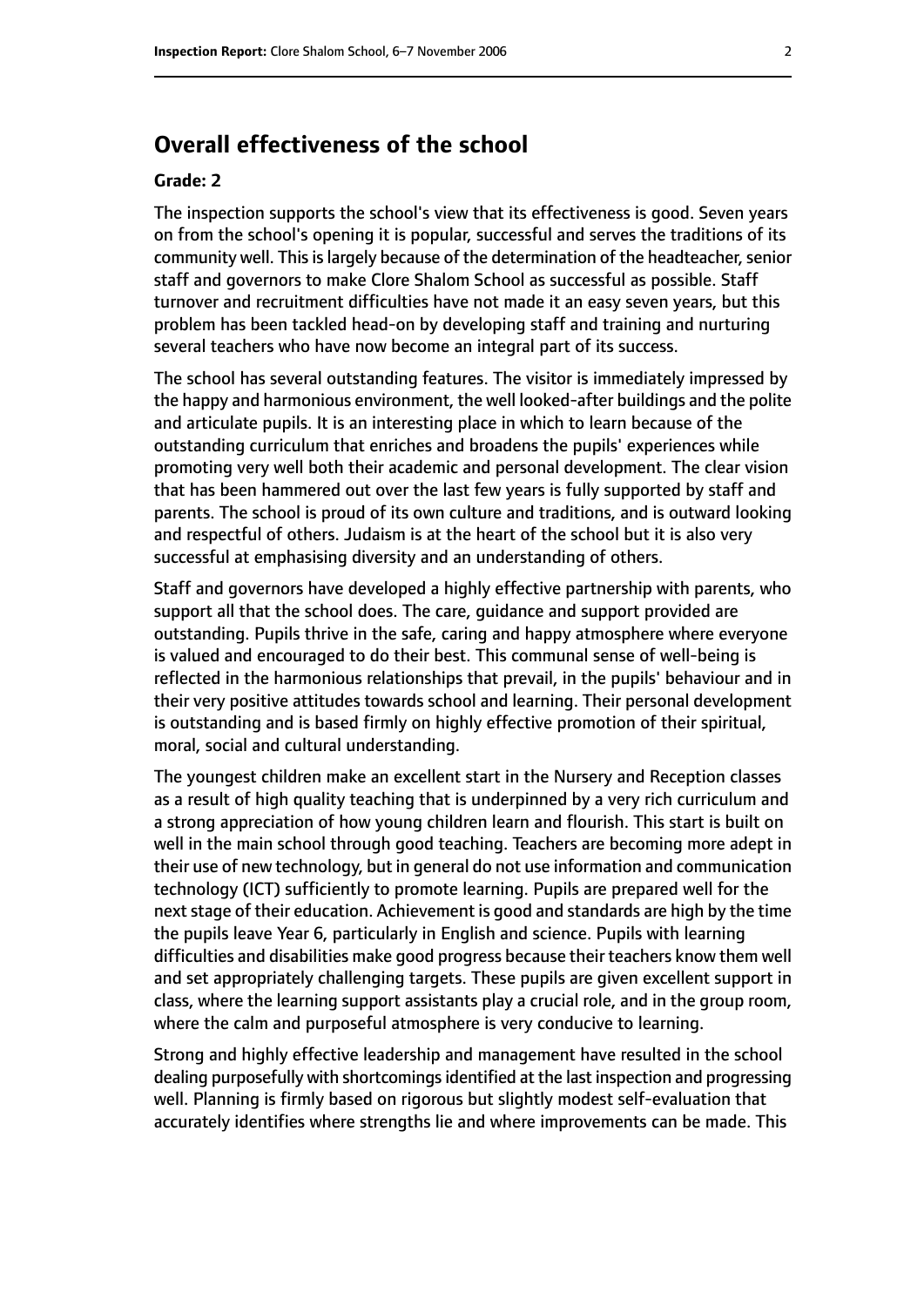# Overall effectiveness of the school

#### Grade: 2

The inspection supports the school's view that its effectiveness is good. Seven years on from the school's opening it is popular, successful and serves the traditions of its community well. This is largely because of the determination of the headteacher, senior staff and governors to make Clore Shalom School as successful as possible. Staff turnover and recruitment difficulties have not made it an easy seven years, but this problem has been tackled head-on by developing staff and training and nurturing several teachers who have now become an integral part of its success.

The school has several outstanding features. The visitor is immediately impressed by the happy and harmonious environment, the well looked-after buildings and the polite and articulate pupils. It is an interesting place in which to learn because of the outstanding curriculum that enriches and broadens the pupils' experiences while promoting very well both their academic and personal development. The clear vision that has been hammered out over the last few years is fully supported by staff and parents. The school is proud of its own culture and traditions, and is outward looking and respectful of others. Judaism is at the heart of the school but it is also very successful at emphasising diversity and an understanding of others.

Staff and governors have developed a highly effective partnership with parents, who support all that the school does. The care, guidance and support provided are outstanding. Pupils thrive in the safe, caring and happy atmosphere where everyone is valued and encouraged to do their best. This communal sense of well-being is reflected in the harmonious relationships that prevail, in the pupils' behaviour and in their very positive attitudes towards school and learning. Their personal development is outstanding and is based firmly on highly effective promotion of their spiritual, moral, social and cultural understanding.

The youngest children make an excellent start in the Nursery and Reception classes as a result of high quality teaching that is underpinned by a very rich curriculum and a strong appreciation of how young children learn and flourish. This start is built on well in the main school through good teaching. Teachers are becoming more adept in their use of new technology, but in general do not use information and communication technology (ICT) sufficiently to promote learning. Pupils are prepared well for the next stage of their education. Achievement is good and standards are high by the time the pupils leave Year 6, particularly in English and science. Pupils with learning difficulties and disabilities make good progress because their teachers know them well and set appropriately challenging targets. These pupils are given excellent support in class, where the learning support assistants play a crucial role, and in the group room, where the calm and purposeful atmosphere is very conducive to learning.

Strong and highly effective leadership and management have resulted in the school dealing purposefully with shortcomings identified at the last inspection and progressing well. Planning is firmly based on rigorous but slightly modest self-evaluation that accurately identifies where strengths lie and where improvements can be made. This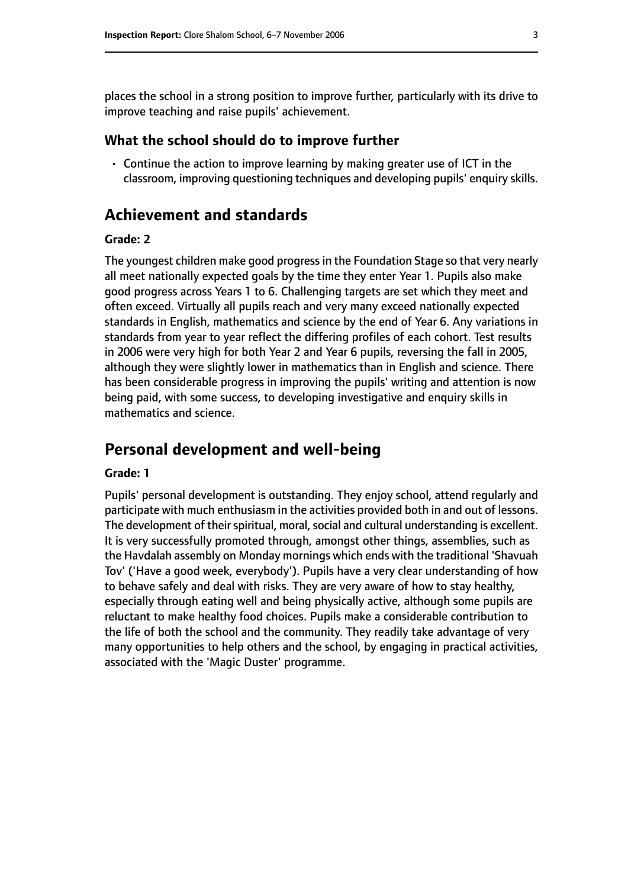places the school in a strong position to improve further, particularly with its drive to improve teaching and raise pupils' achievement.

### What the school should do to improve further

- Continue the action to improve learning by making greater use of ICT in the classroom, improving questioning techniques and developing pupils' enquiry skills.

## Achievement and standards

#### Grade: 2

The youngest children make good progress in the Foundation Stage so that very nearly all meet nationally expected goals by the time they enter Year 1. Pupils also make good progress across Years 1 to 6. Challenging targets are set which they meet and often exceed. Virtually all pupils reach and very many exceed nationally expected standards in English, mathematics and science by the end of Year 6. Any variations in standards from year to year reflect the differing profiles of each cohort. Test results in 2006 were very high for both Year 2 and Year 6 pupils, reversing the fall in 2005, although they were slightly lower in mathematics than in English and science. There has been considerable progress in improving the pupils' writing and attention is now being paid, with some success, to developing investigative and enquiry skills in mathematics and science.

## Personal development and well-being

#### Grade: 1

Pupils' personal development is outstanding. They enjoy school, attend regularly and participate with much enthusiasm in the activities provided both in and out of lessons. The development of their spiritual, moral, social and cultural understanding is excellent. It is very successfully promoted through, amongst other things, assemblies, such as the Havdalah assembly on Monday mornings which ends with the traditional 'Shavuah Tov' ('Have a good week, everybody'). Pupils have a very clear understanding of how to behave safely and deal with risks. They are very aware of how to stay healthy, especially through eating well and being physically active, although some pupils are reluctant to make healthy food choices. Pupils make a considerable contribution to the life of both the school and the community. They readily take advantage of very many opportunities to help others and the school, by engaging in practical activities, associated with the 'Magic Duster' programme.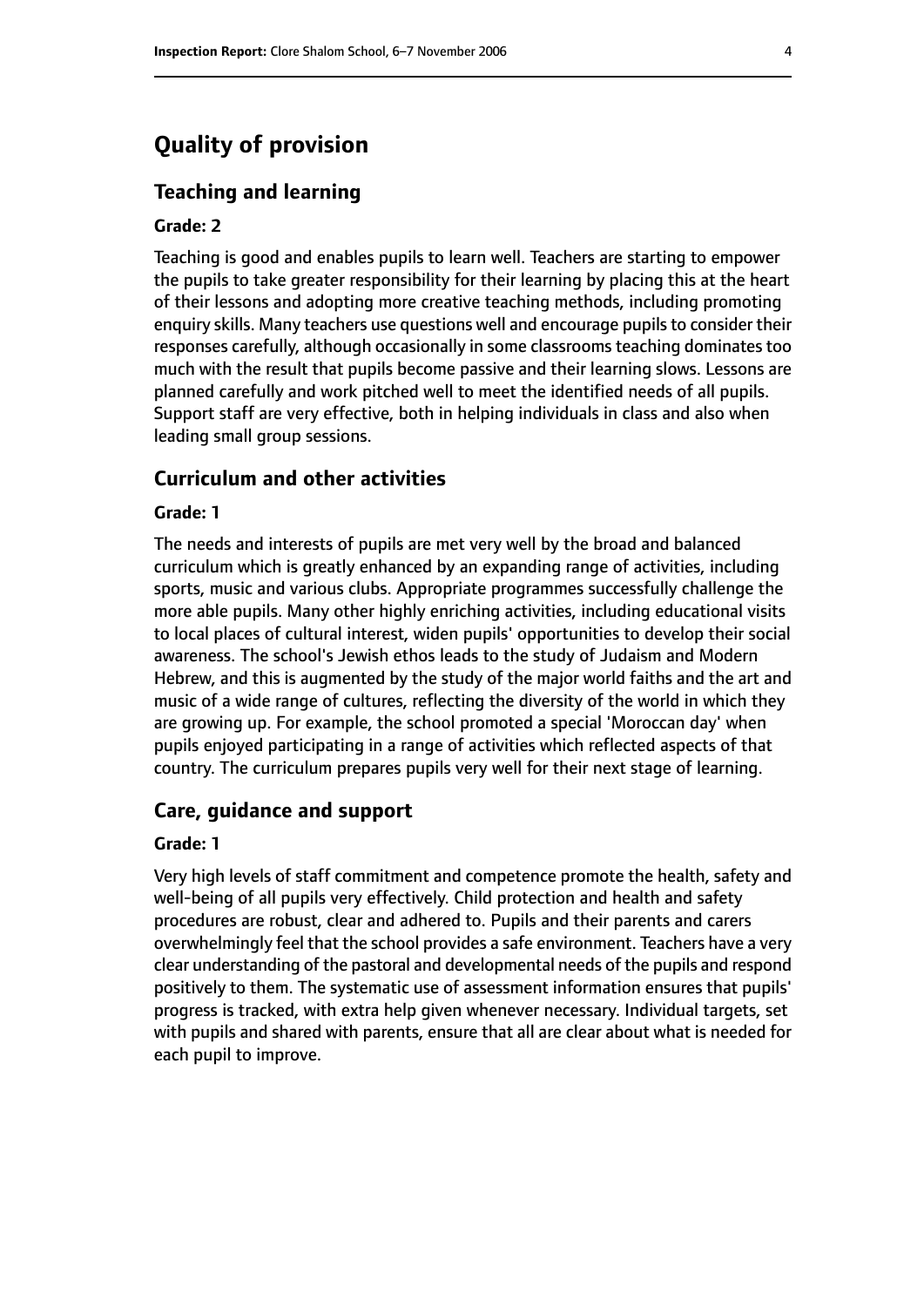# Quality of provision

## Teaching and learning

**Grade: 2**

Teaching is good and enables pupils to learn well. Teachers are starting to empower the pupils to take greater responsibility for their learning by placing this at the heart of their lessons and adopting more creative teaching methods, including promoting enquiry skills. Many teachers use questions well and encourage pupils to consider their responses carefully, although occasionally in some classrooms teaching dominates too much with the result that pupils become passive and their learning slows. Lessons are planned carefully and work pitched well to meet the identified needs of all pupils. Support staff are very effective, both in helping individuals in class and also when leading small group sessions.

## Curriculum and other activities

**Grade: 1**

The needs and interests of pupils are met very well by the broad and balanced curriculum which is greatly enhanced by an expanding range of activities, including sports, music and various clubs. Appropriate programmes successfully challenge the more able pupils. Many other highly enriching activities, including educational visits to local places of cultural interest, widen pupils' opportunities to develop their social awareness. The school's Jewish ethos leads to the study of Judaism and Modern Hebrew, and this is augmented by the study of the major world faiths and the art and music of a wide range of cultures, reflecting the diversity of the world in which they are growing up. For example, the school promoted a special 'Moroccan day' when pupils enjoyed participating in a range of activities which reflected aspects of that country. The curriculum prepares pupils very well for their next stage of learning.

## Care, guidance and support

**Grade: 1**

Very high levels of staff commitment and competence promote the health, safety and well-being of all pupils very effectively. Child protection and health and safety procedures are robust, clear and adhered to. Pupils and their parents and carers overwhelmingly feel that the school provides a safe environment. Teachers have a very clear understanding of the pastoral and developmental needs of the pupils and respond positively to them. The systematic use of assessment information ensures that pupils' progress is tracked, with extra help given whenever necessary. Individual targets, set with pupils and shared with parents, ensure that all are clear about what is needed for each pupil to improve.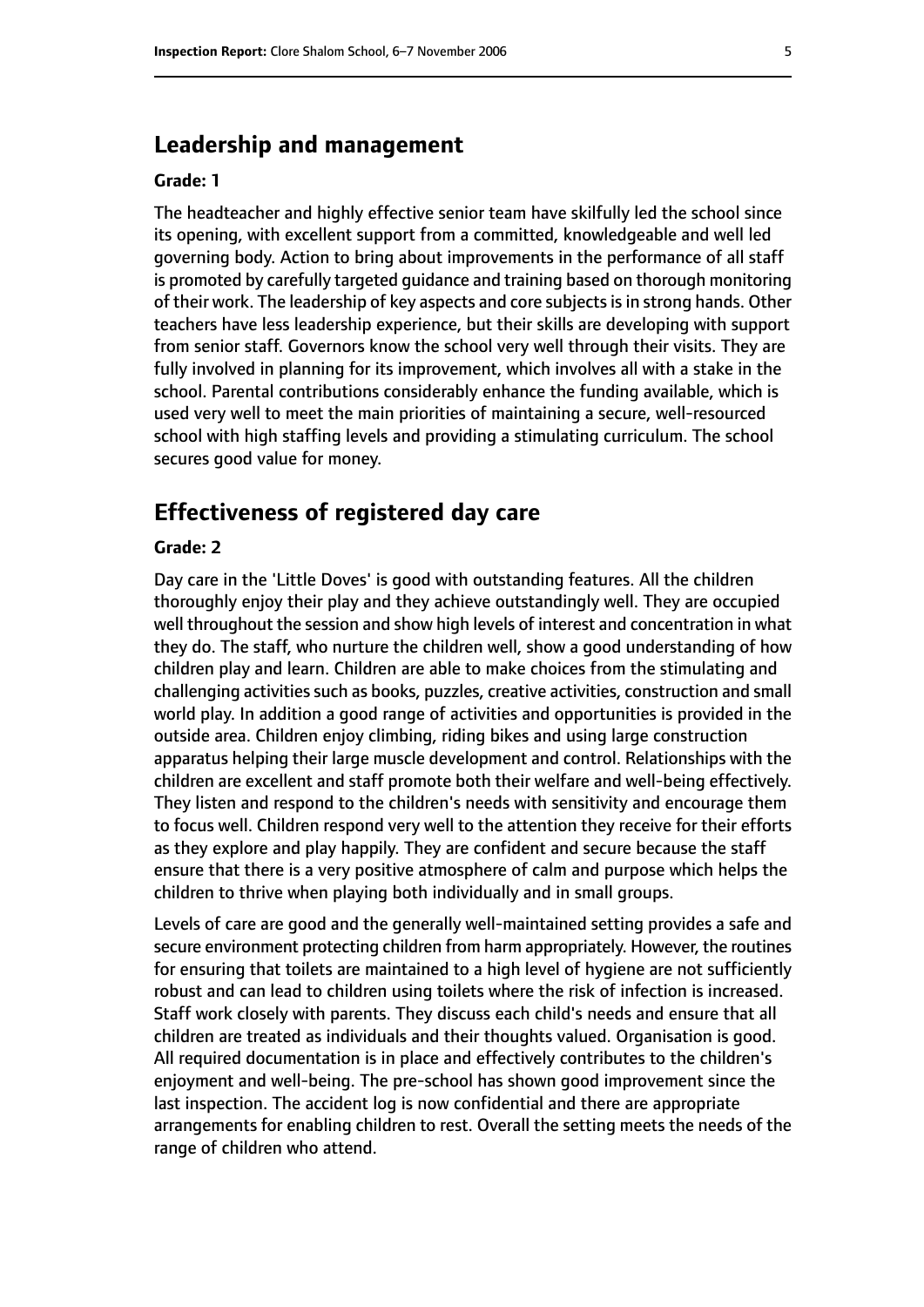## Leadership and management

**Grade: 1**

The headteacher and highly effective senior team have skilfully led the school since its opening, with excellent support from a committed, knowledgeable and well led governing body. Action to bring about improvements in the performance of all staff is promoted by carefully targeted guidance and training based on thorough monitoring of their work. The leadership of key aspects and core subjects is in strong hands. Other teachers have less leadership experience, but their skills are developing with support from senior staff. Governors know the school very well through their visits. They are fully involved in planning for its improvement, which involves all with a stake in the school. Parental contributions considerably enhance the funding available, which is used very well to meet the main priorities of maintaining a secure, well-resourced school with high staffing levels and providing a stimulating curriculum. The school secures good value for money.

## Effectiveness of registered day care

**Grade: 2**

Day care in the 'Little Doves' is good with outstanding features. All the children thoroughly enjoy their play and they achieve outstandingly well. They are occupied well throughout the session and show high levels of interest and concentration in what they do. The staff, who nurture the children well, show a good understanding of how children play and learn. Children are able to make choices from the stimulating and challenging activities such as books, puzzles, creative activities, construction and small world play. In addition a good range of activities and opportunities is provided in the outside area. Children enjoy climbing, riding bikes and using large construction apparatus helping their large muscle development and control. Relationships with the children are excellent and staff promote both their welfare and well-being effectively. They listen and respond to the children's needs with sensitivity and encourage them to focus well. Children respond very well to the attention they receive for their efforts as they explore and play happily. They are confident and secure because the staff ensure that there is a very positive atmosphere of calm and purpose which helps the children to thrive when playing both individually and in small groups.

Levels of care are good and the generally well-maintained setting provides a safe and secure environment protecting children from harm appropriately. However, the routines for ensuring that toilets are maintained to a high level of hygiene are not sufficiently robust and can lead to children using toilets where the risk of infection is increased. Staff work closely with parents. They discuss each child's needs and ensure that all children are treated as individuals and their thoughts valued. Organisation is good. All required documentation is in place and effectively contributes to the children's enjoyment and well-being. The pre-school has shown good improvement since the last inspection. The accident log is now confidential and there are appropriate arrangements for enabling children to rest. Overall the setting meets the needs of the range of children who attend.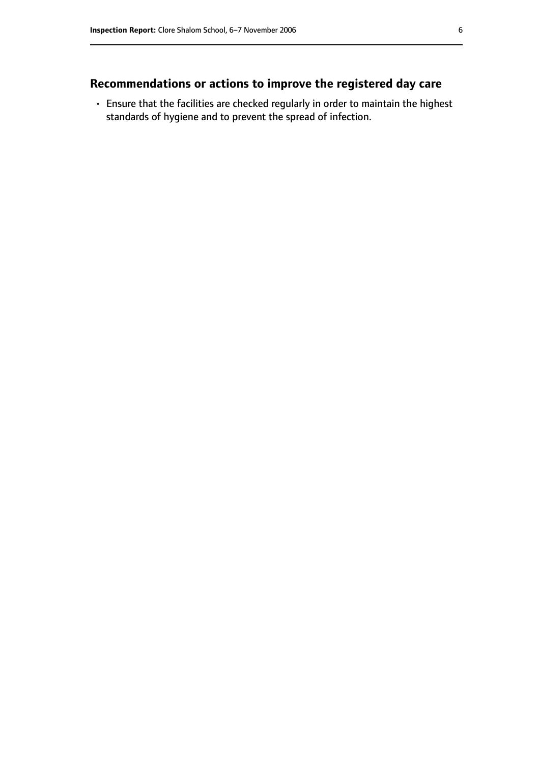## Recommendations or actions to improve the registered day care

- Ensure that the facilities are checked regularly in order to maintain the highest standards of hygiene and to prevent the spread of infection.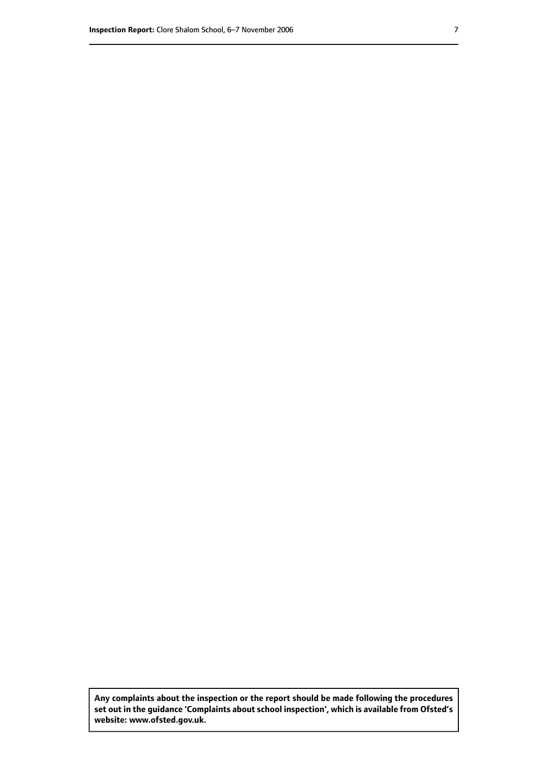**Any complaints about the inspection or the report should be made following the procedures set out in the guidance 'Complaints about school inspection', which is available from Ofsted's website: www.ofsted.gov.uk.**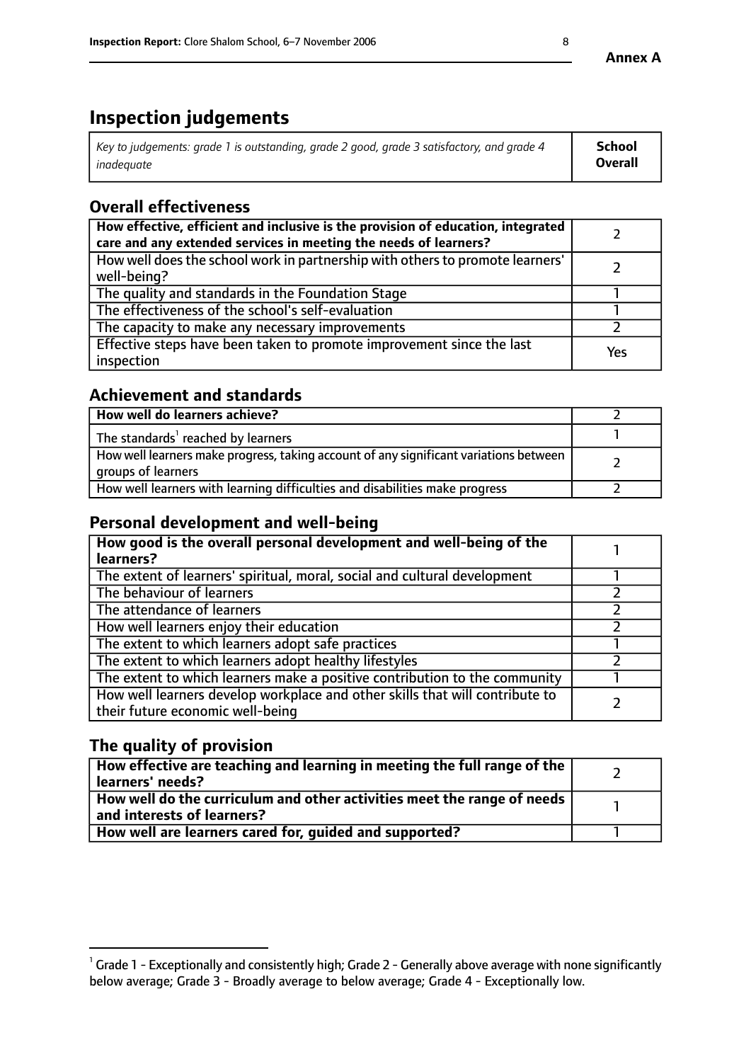**Annex A**

# Inspection judgements

| *Key to judgements: grade 1 is outstanding, grade 2 good, grade 3 satisfactory, and grade 4 inadequate* | **School Overall** |
|---|---|

## Overall effectiveness

| | |
|---|---|
| **How effective, efficient and inclusive is the provision of education, integrated care and any extended services in meeting the needs of learners?** | 2 |
| How well does the school work in partnership with others to promote learners' well-being? | 2 |
| The quality and standards in the Foundation Stage | 1 |
| The effectiveness of the school's self-evaluation | 1 |
| The capacity to make any necessary improvements | 2 |
| Effective steps have been taken to promote improvement since the last inspection | Yes |

## Achievement and standards

| | |
|---|---|
| **How well do learners achieve?** | 2 |
| The standards[1] reached by learners | 1 |
| How well learners make progress, taking account of any significant variations between groups of learners | 2 |
| How well learners with learning difficulties and disabilities make progress | 2 |

## Personal development and well-being

| | |
|---|---|
| **How good is the overall personal development and well-being of the learners?** | 1 |
| The extent of learners' spiritual, moral, social and cultural development | 1 |
| The behaviour of learners | 2 |
| The attendance of learners | 2 |
| How well learners enjoy their education | 2 |
| The extent to which learners adopt safe practices | 1 |
| The extent to which learners adopt healthy lifestyles | 2 |
| The extent to which learners make a positive contribution to the community | 1 |
| How well learners develop workplace and other skills that will contribute to their future economic well-being | 2 |

## The quality of provision

| | |
|---|---|
| **How effective are teaching and learning in meeting the full range of the learners' needs?** | 2 |
| **How well do the curriculum and other activities meet the range of needs and interests of learners?** | 1 |
| **How well are learners cared for, guided and supported?** | 1 |

[1] Grade 1 - Exceptionally and consistently high; Grade 2 - Generally above average with none significantly below average; Grade 3 - Broadly average to below average; Grade 4 - Exceptionally low.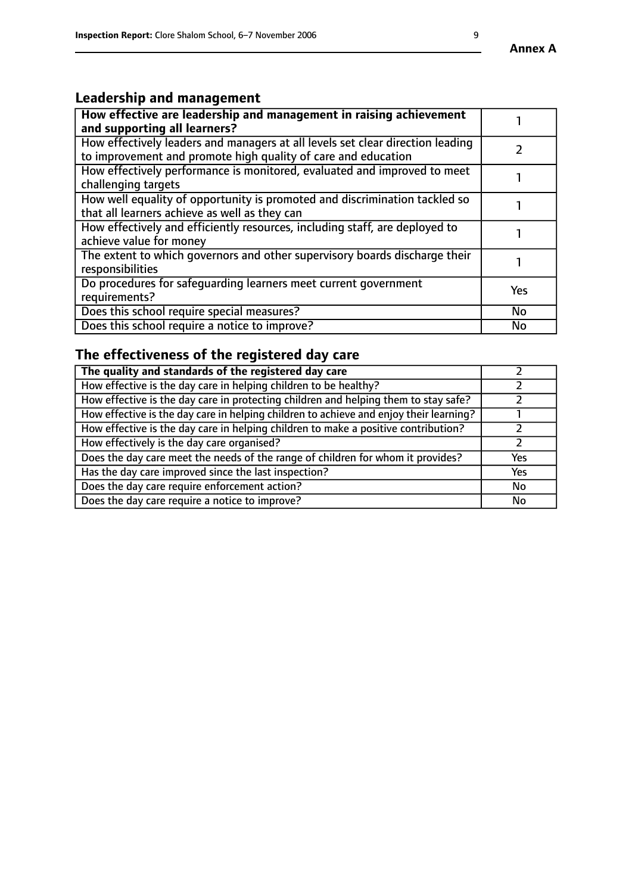## Annex A

## Leadership and management

| **How effective are leadership and management in raising achievement and supporting all learners?** | 1 |
|---|---|
| How effectively leaders and managers at all levels set clear direction leading to improvement and promote high quality of care and education | 2 |
| How effectively performance is monitored, evaluated and improved to meet challenging targets | 1 |
| How well equality of opportunity is promoted and discrimination tackled so that all learners achieve as well as they can | 1 |
| How effectively and efficiently resources, including staff, are deployed to achieve value for money | 1 |
| The extent to which governors and other supervisory boards discharge their responsibilities | 1 |
| Do procedures for safeguarding learners meet current government requirements? | Yes |
| Does this school require special measures? | No |
| Does this school require a notice to improve? | No |

## The effectiveness of the registered day care

| **The quality and standards of the registered day care** | 2 |
|---|---|
| How effective is the day care in helping children to be healthy? | 2 |
| How effective is the day care in protecting children and helping them to stay safe? | 2 |
| How effective is the day care in helping children to achieve and enjoy their learning? | 1 |
| How effective is the day care in helping children to make a positive contribution? | 2 |
| How effectively is the day care organised? | 2 |
| Does the day care meet the needs of the range of children for whom it provides? | Yes |
| Has the day care improved since the last inspection? | Yes |
| Does the day care require enforcement action? | No |
| Does the day care require a notice to improve? | No |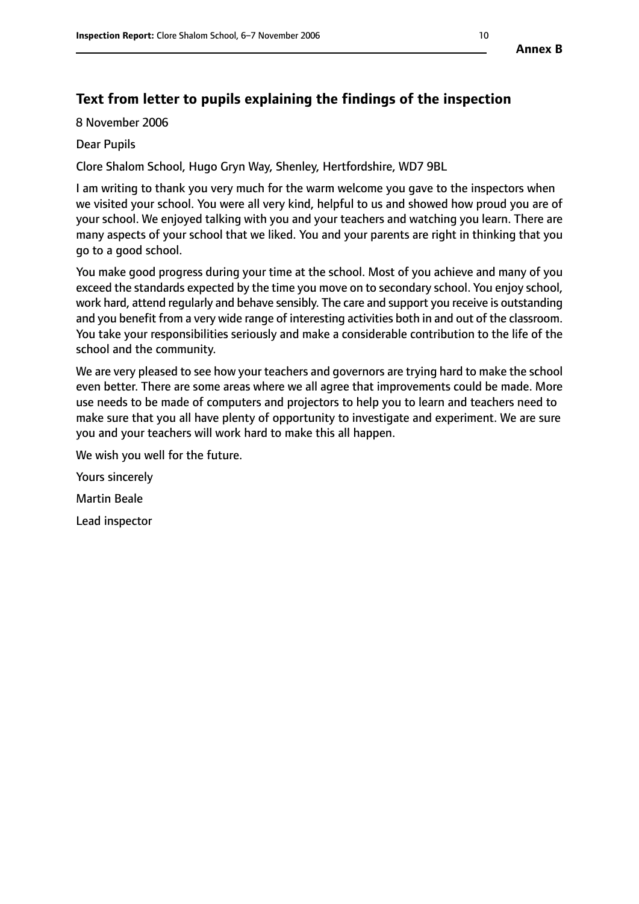## Text from letter to pupils explaining the findings of the inspection

8 November 2006

Dear Pupils

Clore Shalom School, Hugo Gryn Way, Shenley, Hertfordshire, WD7 9BL

I am writing to thank you very much for the warm welcome you gave to the inspectors when we visited your school. You were all very kind, helpful to us and showed how proud you are of your school. We enjoyed talking with you and your teachers and watching you learn. There are many aspects of your school that we liked. You and your parents are right in thinking that you go to a good school.

You make good progress during your time at the school. Most of you achieve and many of you exceed the standards expected by the time you move on to secondary school. You enjoy school, work hard, attend regularly and behave sensibly. The care and support you receive is outstanding and you benefit from a very wide range of interesting activities both in and out of the classroom. You take your responsibilities seriously and make a considerable contribution to the life of the school and the community.

We are very pleased to see how your teachers and governors are trying hard to make the school even better. There are some areas where we all agree that improvements could be made. More use needs to be made of computers and projectors to help you to learn and teachers need to make sure that you all have plenty of opportunity to investigate and experiment. We are sure you and your teachers will work hard to make this all happen.

We wish you well for the future.

Yours sincerely

Martin Beale

Lead inspector